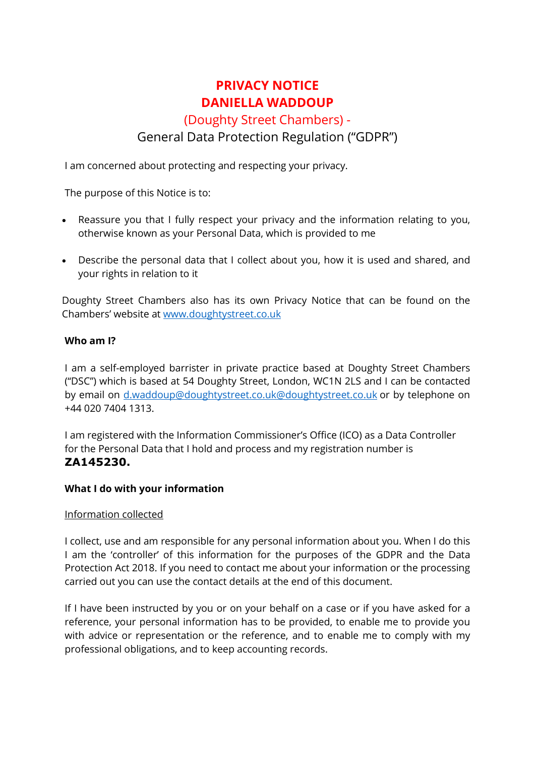# PRIVACY NOTICE
# DANIELLA WADDOUP

## (Doughty Street Chambers) -

## General Data Protection Regulation ("GDPR")

I am concerned about protecting and respecting your privacy.

The purpose of this Notice is to:

- Reassure you that I fully respect your privacy and the information relating to you, otherwise known as your Personal Data, which is provided to me
- Describe the personal data that I collect about you, how it is used and shared, and your rights in relation to it

Doughty Street Chambers also has its own Privacy Notice that can be found on the Chambers' website at www.doughtystreet.co.uk

**Who am I?**

I am a self-employed barrister in private practice based at Doughty Street Chambers ("DSC") which is based at 54 Doughty Street, London, WC1N 2LS and I can be contacted by email on d.waddoup@doughtystreet.co.uk@doughtystreet.co.uk or by telephone on +44 020 7404 1313.

I am registered with the Information Commissioner's Office (ICO) as a Data Controller for the Personal Data that I hold and process and my registration number is **ZA145230.**

**What I do with your information**

Information collected

I collect, use and am responsible for any personal information about you. When I do this I am the 'controller' of this information for the purposes of the GDPR and the Data Protection Act 2018. If you need to contact me about your information or the processing carried out you can use the contact details at the end of this document.

If I have been instructed by you or on your behalf on a case or if you have asked for a reference, your personal information has to be provided, to enable me to provide you with advice or representation or the reference, and to enable me to comply with my professional obligations, and to keep accounting records.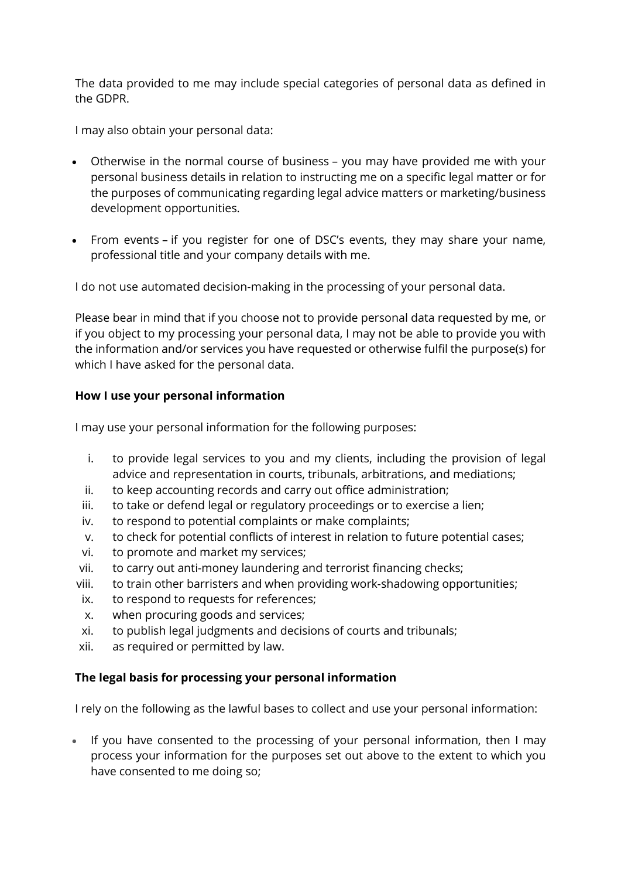The data provided to me may include special categories of personal data as defined in the GDPR.

I may also obtain your personal data:

- Otherwise in the normal course of business – you may have provided me with your personal business details in relation to instructing me on a specific legal matter or for the purposes of communicating regarding legal advice matters or marketing/business development opportunities.
- From events – if you register for one of DSC's events, they may share your name, professional title and your company details with me.

I do not use automated decision-making in the processing of your personal data.

Please bear in mind that if you choose not to provide personal data requested by me, or if you object to my processing your personal data, I may not be able to provide you with the information and/or services you have requested or otherwise fulfil the purpose(s) for which I have asked for the personal data.

**How I use your personal information**

I may use your personal information for the following purposes:

i. to provide legal services to you and my clients, including the provision of legal advice and representation in courts, tribunals, arbitrations, and mediations;
ii. to keep accounting records and carry out office administration;
iii. to take or defend legal or regulatory proceedings or to exercise a lien;
iv. to respond to potential complaints or make complaints;
v. to check for potential conflicts of interest in relation to future potential cases;
vi. to promote and market my services;
vii. to carry out anti-money laundering and terrorist financing checks;
viii. to train other barristers and when providing work-shadowing opportunities;
ix. to respond to requests for references;
x. when procuring goods and services;
xi. to publish legal judgments and decisions of courts and tribunals;
xii. as required or permitted by law.

**The legal basis for processing your personal information**

I rely on the following as the lawful bases to collect and use your personal information:

- If you have consented to the processing of your personal information, then I may process your information for the purposes set out above to the extent to which you have consented to me doing so;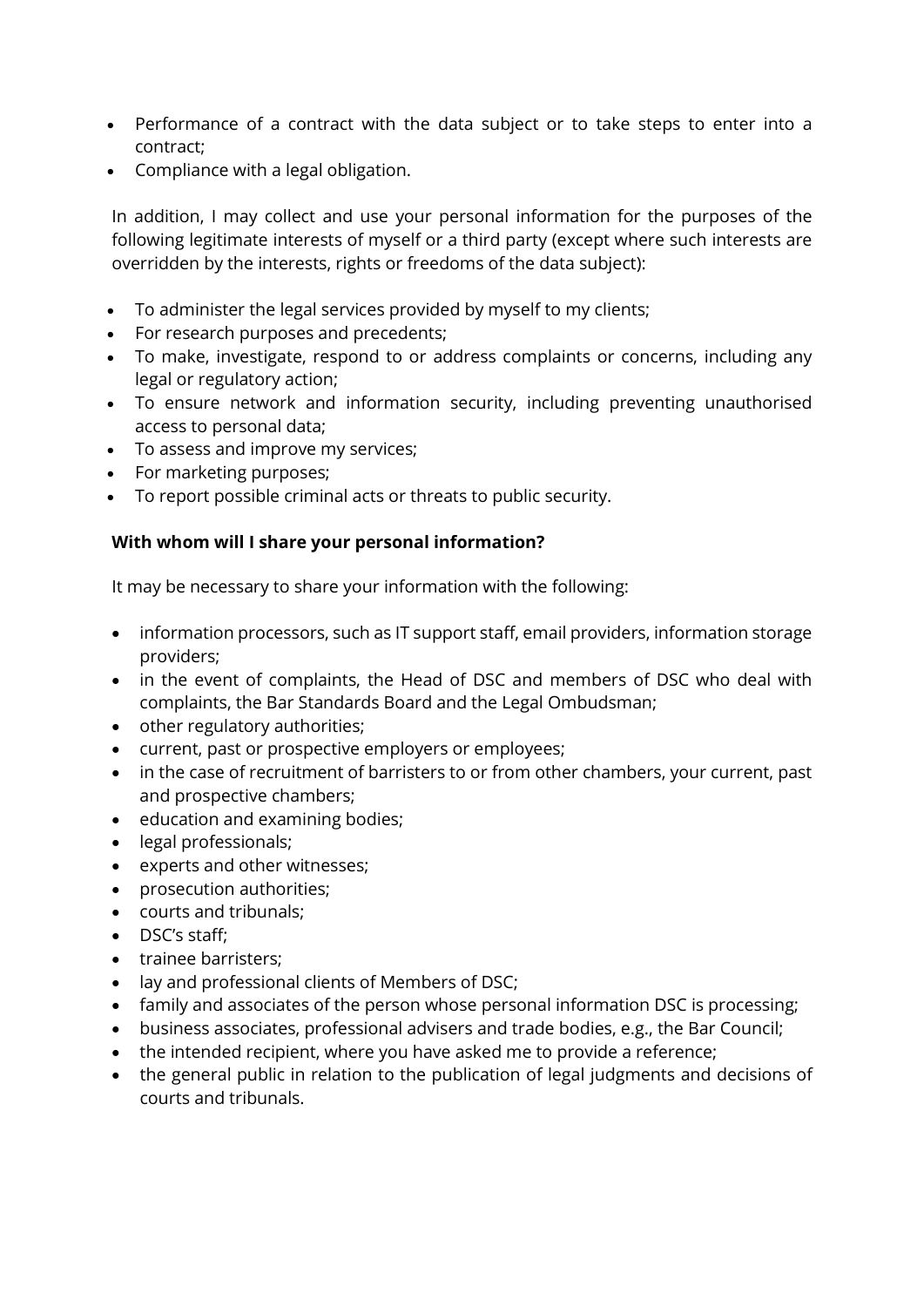- Performance of a contract with the data subject or to take steps to enter into a contract;
- Compliance with a legal obligation.

In addition, I may collect and use your personal information for the purposes of the following legitimate interests of myself or a third party (except where such interests are overridden by the interests, rights or freedoms of the data subject):

- To administer the legal services provided by myself to my clients;
- For research purposes and precedents;
- To make, investigate, respond to or address complaints or concerns, including any legal or regulatory action;
- To ensure network and information security, including preventing unauthorised access to personal data;
- To assess and improve my services;
- For marketing purposes;
- To report possible criminal acts or threats to public security.

**With whom will I share your personal information?**

It may be necessary to share your information with the following:

- information processors, such as IT support staff, email providers, information storage providers;
- in the event of complaints, the Head of DSC and members of DSC who deal with complaints, the Bar Standards Board and the Legal Ombudsman;
- other regulatory authorities;
- current, past or prospective employers or employees;
- in the case of recruitment of barristers to or from other chambers, your current, past and prospective chambers;
- education and examining bodies;
- legal professionals;
- experts and other witnesses;
- prosecution authorities;
- courts and tribunals;
- DSC's staff;
- trainee barristers;
- lay and professional clients of Members of DSC;
- family and associates of the person whose personal information DSC is processing;
- business associates, professional advisers and trade bodies, e.g., the Bar Council;
- the intended recipient, where you have asked me to provide a reference;
- the general public in relation to the publication of legal judgments and decisions of courts and tribunals.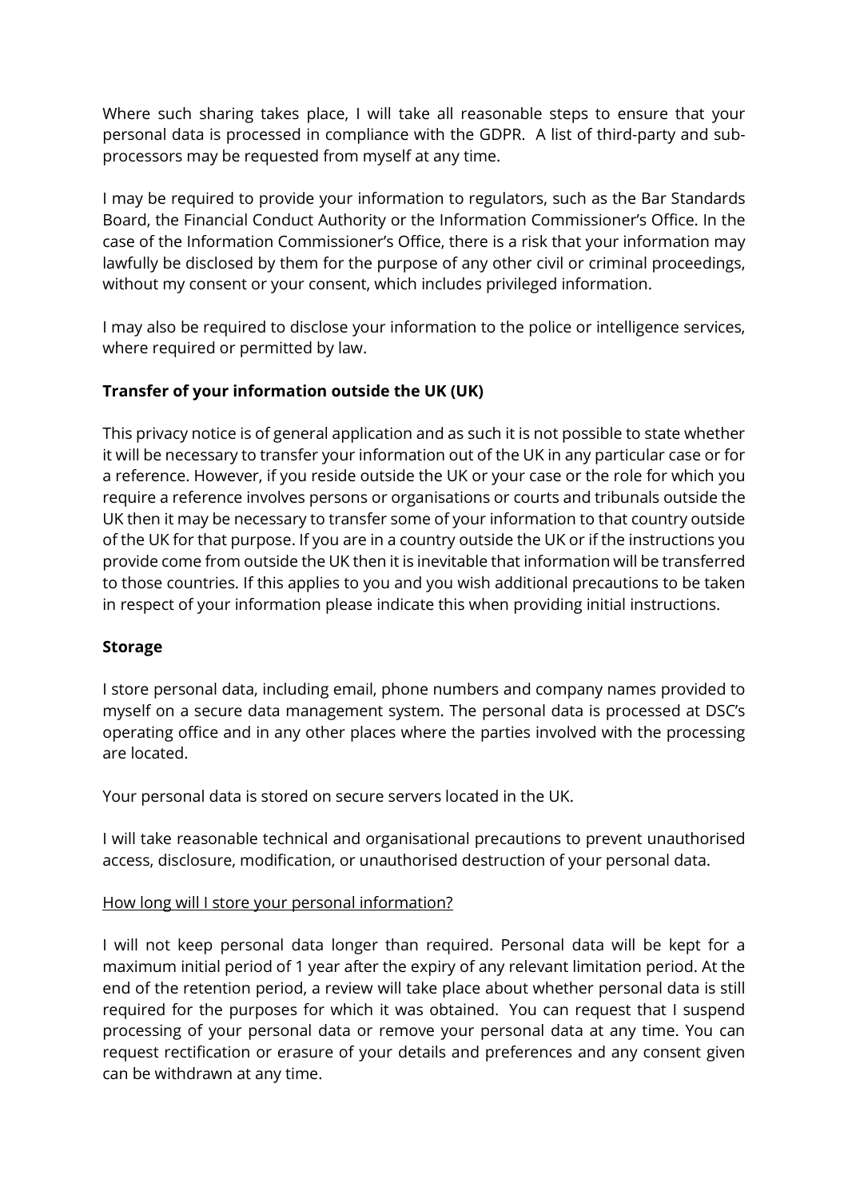Where such sharing takes place, I will take all reasonable steps to ensure that your personal data is processed in compliance with the GDPR. A list of third-party and sub-processors may be requested from myself at any time.

I may be required to provide your information to regulators, such as the Bar Standards Board, the Financial Conduct Authority or the Information Commissioner's Office. In the case of the Information Commissioner's Office, there is a risk that your information may lawfully be disclosed by them for the purpose of any other civil or criminal proceedings, without my consent or your consent, which includes privileged information.

I may also be required to disclose your information to the police or intelligence services, where required or permitted by law.

**Transfer of your information outside the UK (UK)**

This privacy notice is of general application and as such it is not possible to state whether it will be necessary to transfer your information out of the UK in any particular case or for a reference. However, if you reside outside the UK or your case or the role for which you require a reference involves persons or organisations or courts and tribunals outside the UK then it may be necessary to transfer some of your information to that country outside of the UK for that purpose. If you are in a country outside the UK or if the instructions you provide come from outside the UK then it is inevitable that information will be transferred to those countries. If this applies to you and you wish additional precautions to be taken in respect of your information please indicate this when providing initial instructions.

**Storage**

I store personal data, including email, phone numbers and company names provided to myself on a secure data management system. The personal data is processed at DSC's operating office and in any other places where the parties involved with the processing are located.

Your personal data is stored on secure servers located in the UK.

I will take reasonable technical and organisational precautions to prevent unauthorised access, disclosure, modification, or unauthorised destruction of your personal data.

<u>How long will I store your personal information?</u>

I will not keep personal data longer than required. Personal data will be kept for a maximum initial period of 1 year after the expiry of any relevant limitation period. At the end of the retention period, a review will take place about whether personal data is still required for the purposes for which it was obtained. You can request that I suspend processing of your personal data or remove your personal data at any time. You can request rectification or erasure of your details and preferences and any consent given can be withdrawn at any time.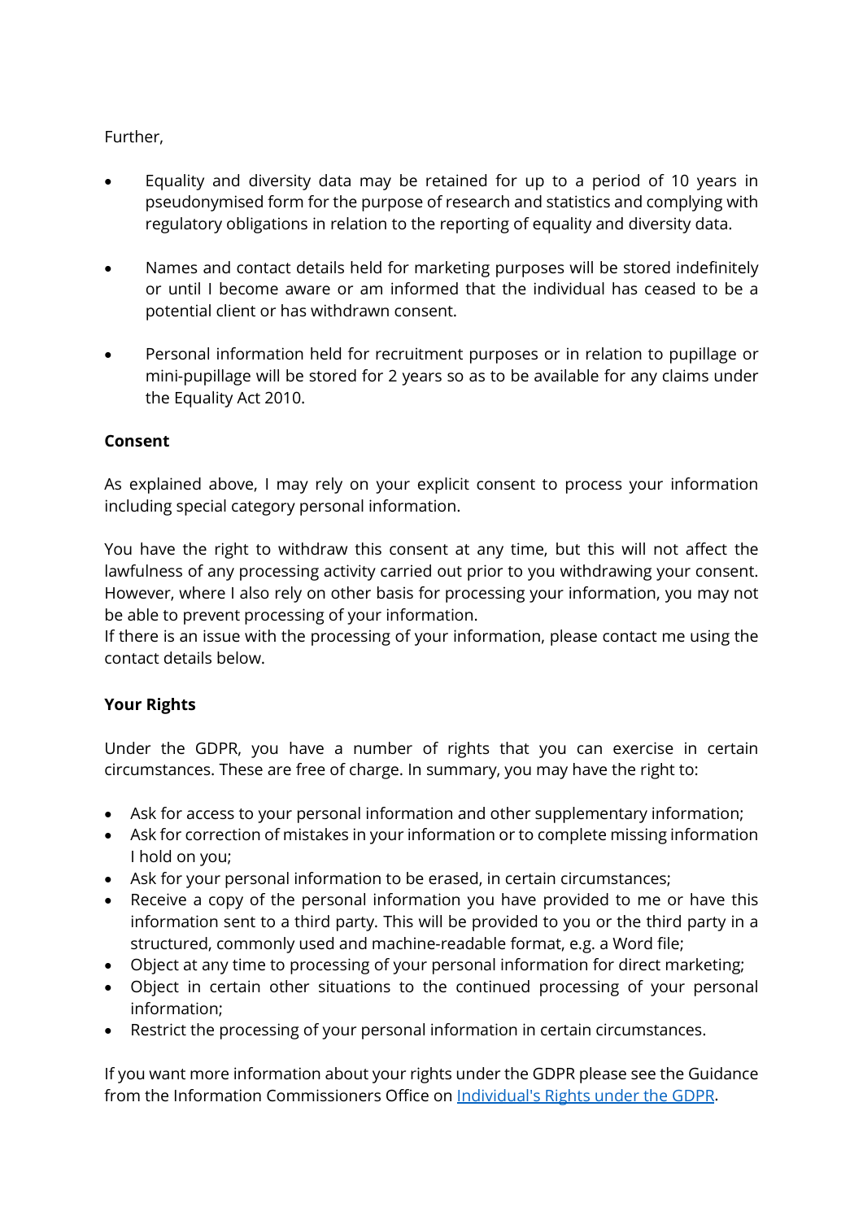Further,

- Equality and diversity data may be retained for up to a period of 10 years in pseudonymised form for the purpose of research and statistics and complying with regulatory obligations in relation to the reporting of equality and diversity data.

- Names and contact details held for marketing purposes will be stored indefinitely or until I become aware or am informed that the individual has ceased to be a potential client or has withdrawn consent.

- Personal information held for recruitment purposes or in relation to pupillage or mini-pupillage will be stored for 2 years so as to be available for any claims under the Equality Act 2010.

**Consent**

As explained above, I may rely on your explicit consent to process your information including special category personal information.

You have the right to withdraw this consent at any time, but this will not affect the lawfulness of any processing activity carried out prior to you withdrawing your consent. However, where I also rely on other basis for processing your information, you may not be able to prevent processing of your information.
If there is an issue with the processing of your information, please contact me using the contact details below.

**Your Rights**

Under the GDPR, you have a number of rights that you can exercise in certain circumstances. These are free of charge. In summary, you may have the right to:

- Ask for access to your personal information and other supplementary information;
- Ask for correction of mistakes in your information or to complete missing information I hold on you;
- Ask for your personal information to be erased, in certain circumstances;
- Receive a copy of the personal information you have provided to me or have this information sent to a third party. This will be provided to you or the third party in a structured, commonly used and machine-readable format, e.g. a Word file;
- Object at any time to processing of your personal information for direct marketing;
- Object in certain other situations to the continued processing of your personal information;
- Restrict the processing of your personal information in certain circumstances.

If you want more information about your rights under the GDPR please see the Guidance from the Information Commissioners Office on [Individual's Rights under the GDPR](#).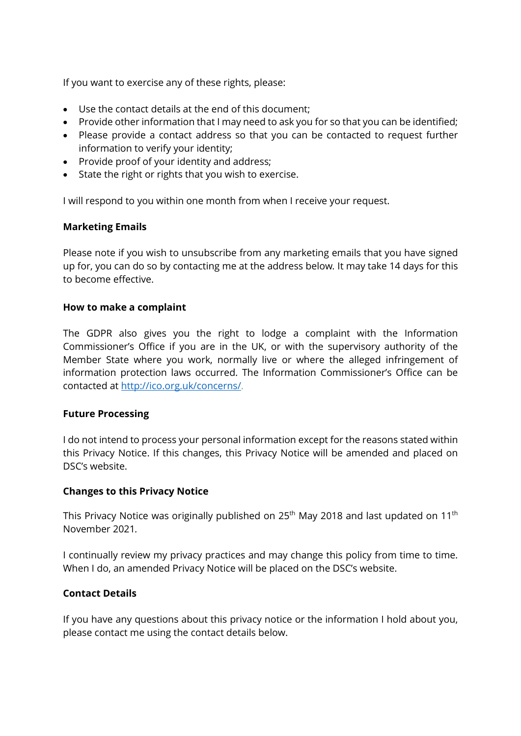If you want to exercise any of these rights, please:

- Use the contact details at the end of this document;
- Provide other information that I may need to ask you for so that you can be identified;
- Please provide a contact address so that you can be contacted to request further information to verify your identity;
- Provide proof of your identity and address;
- State the right or rights that you wish to exercise.

I will respond to you within one month from when I receive your request.

**Marketing Emails**

Please note if you wish to unsubscribe from any marketing emails that you have signed up for, you can do so by contacting me at the address below. It may take 14 days for this to become effective.

**How to make a complaint**

The GDPR also gives you the right to lodge a complaint with the Information Commissioner's Office if you are in the UK, or with the supervisory authority of the Member State where you work, normally live or where the alleged infringement of information protection laws occurred. The Information Commissioner's Office can be contacted at [http://ico.org.uk/concerns/](http://ico.org.uk/concerns/).

**Future Processing**

I do not intend to process your personal information except for the reasons stated within this Privacy Notice. If this changes, this Privacy Notice will be amended and placed on DSC's website.

**Changes to this Privacy Notice**

This Privacy Notice was originally published on 25th May 2018 and last updated on 11th November 2021.

I continually review my privacy practices and may change this policy from time to time. When I do, an amended Privacy Notice will be placed on the DSC's website.

**Contact Details**

If you have any questions about this privacy notice or the information I hold about you, please contact me using the contact details below.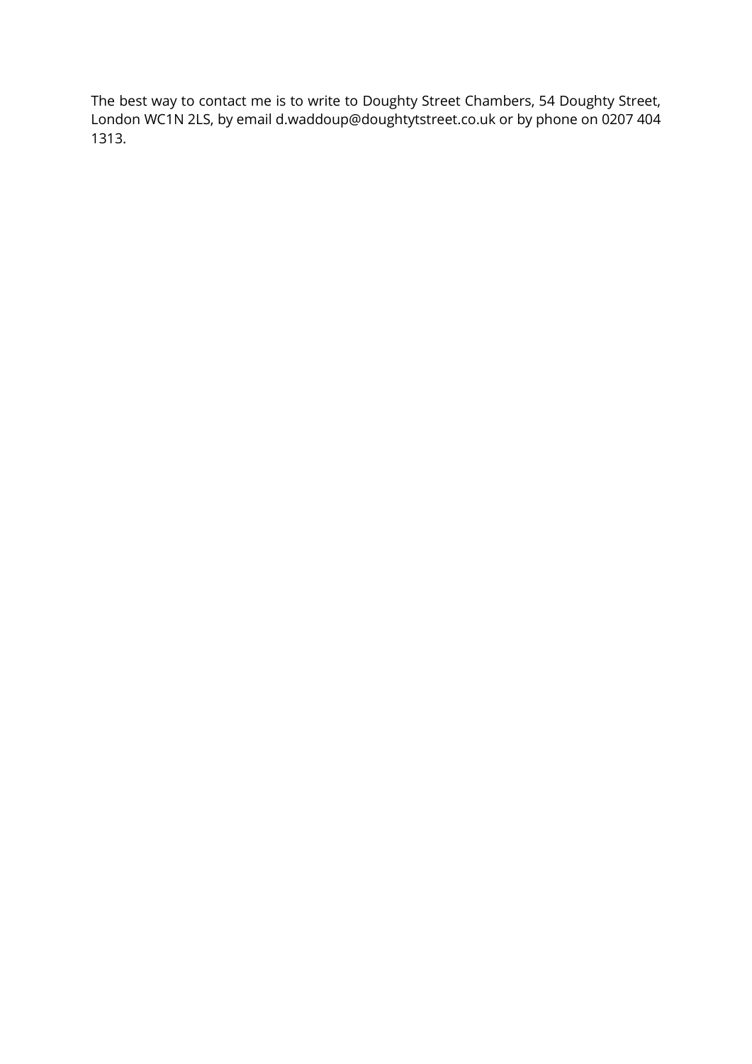The best way to contact me is to write to Doughty Street Chambers, 54 Doughty Street, London WC1N 2LS, by email d.waddoup@doughtytstreet.co.uk or by phone on 0207 404 1313.